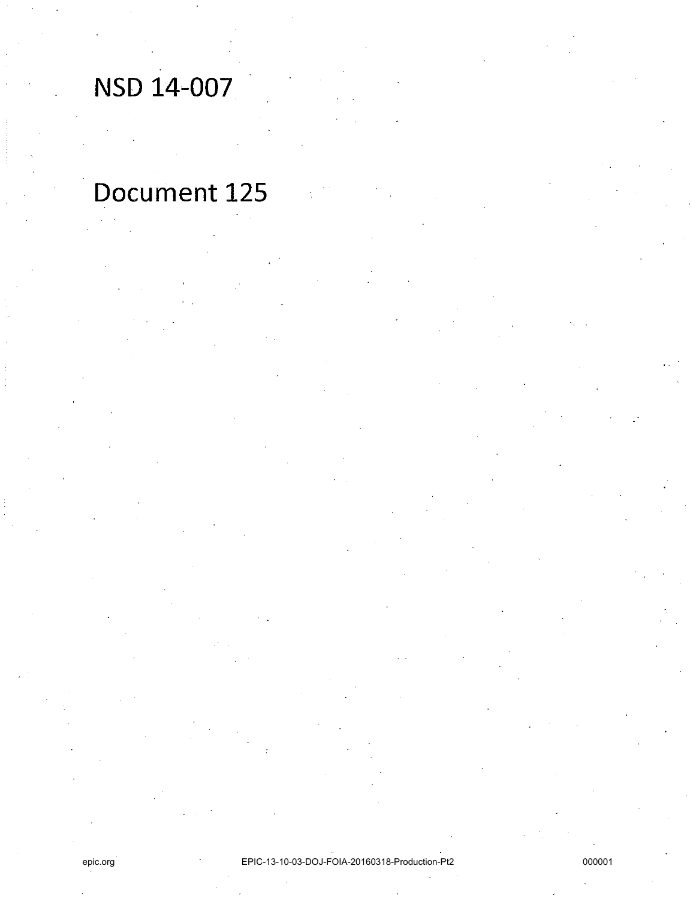# NSD 14-007

# Document 125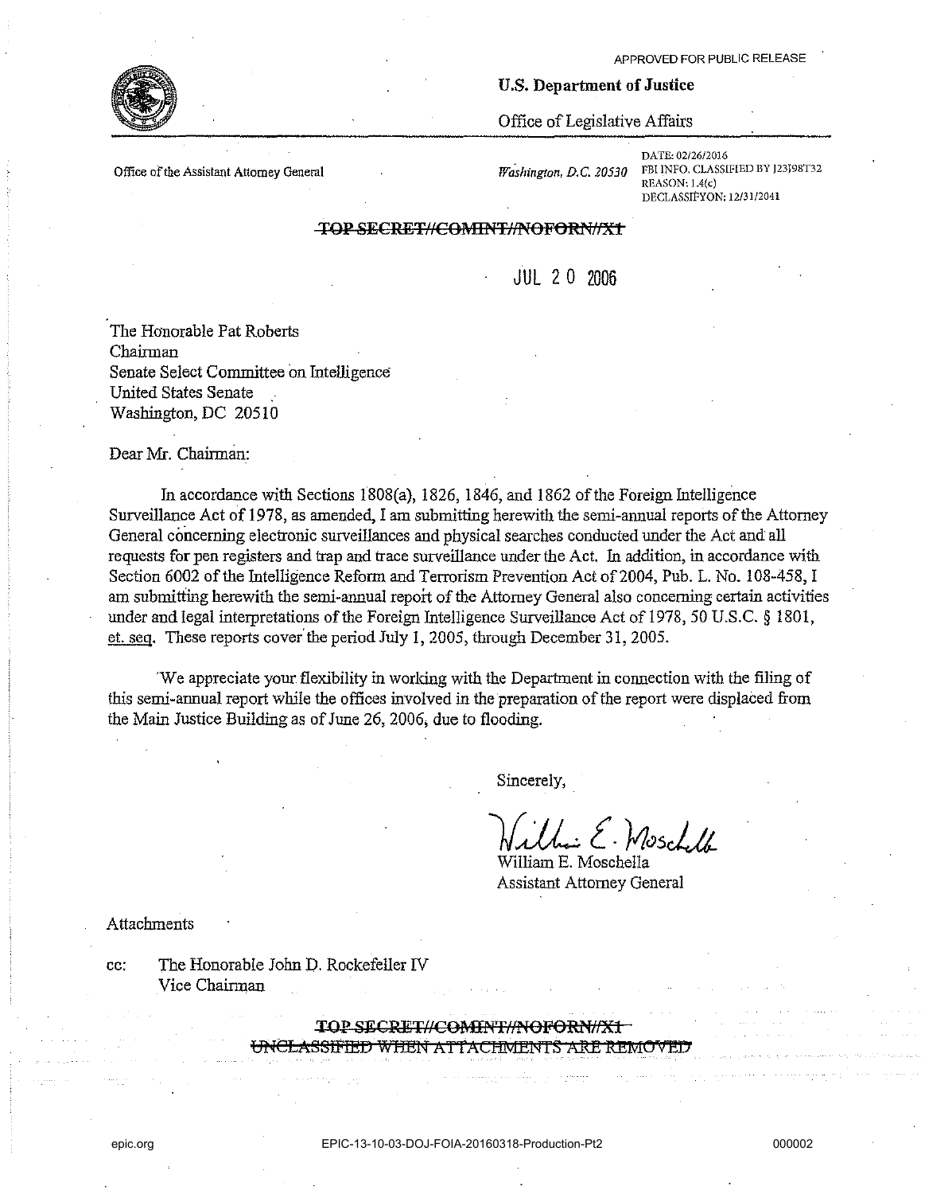APPROVED FOR PUBLIC RELEASE

**U.S. Department of Justice**

Office of Legislative Affairs

Office of the Assistant Attorney General

*Washington, D.C. 20530*

DATE: 02/26/2016
FBI INFO. CLASSIFIED BY J23J98T32
REASON: 1.4(c)
DECLASSIFYON: 12/31/2041

~~TOP SECRET//COMINT//NOFORN//X1~~

JUL 20 2006

The Honorable Pat Roberts
Chairman
Senate Select Committee on Intelligence
United States Senate
Washington, DC 20510

Dear Mr. Chairman:

In accordance with Sections 1808(a), 1826, 1846, and 1862 of the Foreign Intelligence Surveillance Act of 1978, as amended, I am submitting herewith the semi-annual reports of the Attorney General concerning electronic surveillances and physical searches conducted under the Act and all requests for pen registers and trap and trace surveillance under the Act. In addition, in accordance with Section 6002 of the Intelligence Reform and Terrorism Prevention Act of 2004, Pub. L. No. 108-458, I am submitting herewith the semi-annual report of the Attorney General also concerning certain activities under and legal interpretations of the Foreign Intelligence Surveillance Act of 1978, 50 U.S.C. § 1801, et. seq. These reports cover the period July 1, 2005, through December 31, 2005.

We appreciate your flexibility in working with the Department in connection with the filing of this semi-annual report while the offices involved in the preparation of the report were displaced from the Main Justice Building as of June 26, 2006, due to flooding.

Sincerely,

William E. Moschella
Assistant Attorney General

Attachments

cc: The Honorable John D. Rockefeller IV
Vice Chairman

~~TOP SECRET//COMINT//NOFORN//X1~~
~~UNCLASSIFIED WHEN ATTACHMENTS ARE REMOVED~~

epic.org EPIC-13-10-03-DOJ-FOIA-20160318-Production-Pt2 000002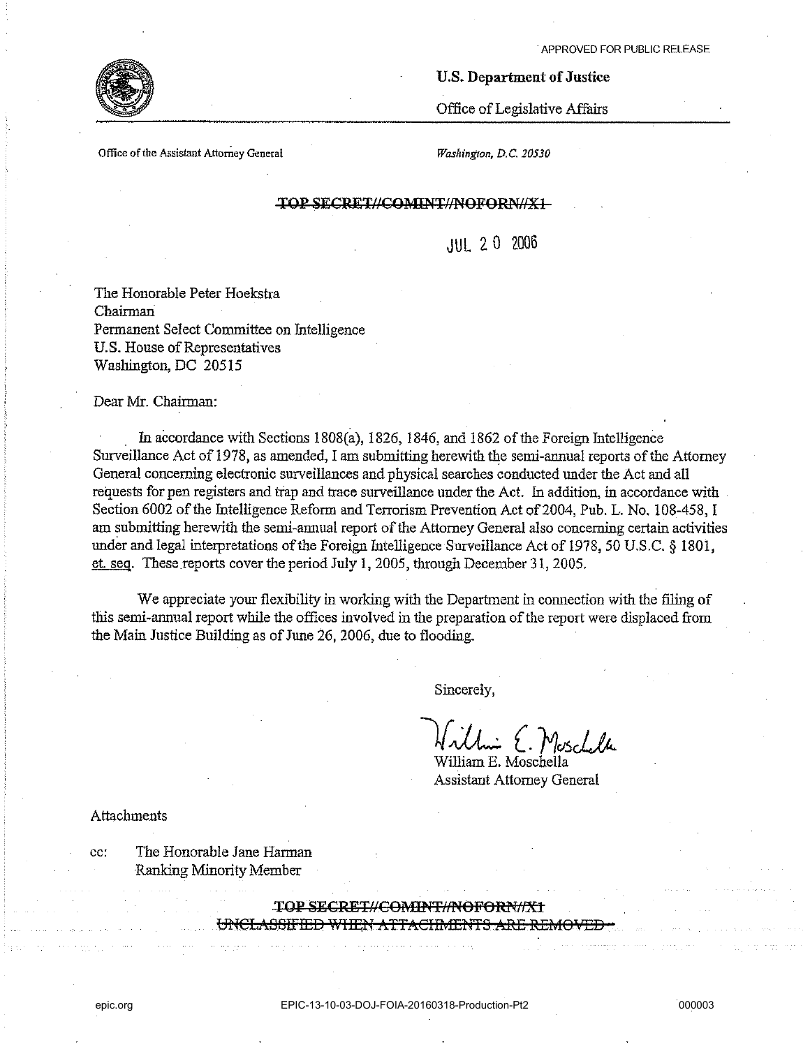APPROVED FOR PUBLIC RELEASE

**U.S. Department of Justice**

Office of Legislative Affairs

Office of the Assistant Attorney General

*Washington, D.C. 20530*

~~**TOP SECRET//COMINT//NOFORN//X1**~~

JUL 20 2006

The Honorable Peter Hoekstra
Chairman
Permanent Select Committee on Intelligence
U.S. House of Representatives
Washington, DC 20515

Dear Mr. Chairman:

In accordance with Sections 1808(a), 1826, 1846, and 1862 of the Foreign Intelligence Surveillance Act of 1978, as amended, I am submitting herewith the semi-annual reports of the Attorney General concerning electronic surveillances and physical searches conducted under the Act and all requests for pen registers and trap and trace surveillance under the Act. In addition, in accordance with Section 6002 of the Intelligence Reform and Terrorism Prevention Act of 2004, Pub. L. No. 108-458, I am submitting herewith the semi-annual report of the Attorney General also concerning certain activities under and legal interpretations of the Foreign Intelligence Surveillance Act of 1978, 50 U.S.C. § 1801, et. seq. These reports cover the period July 1, 2005, through December 31, 2005.

We appreciate your flexibility in working with the Department in connection with the filing of this semi-annual report while the offices involved in the preparation of the report were displaced from the Main Justice Building as of June 26, 2006, due to flooding.

Sincerely,

William E. Moschella
Assistant Attorney General

Attachments

cc: The Honorable Jane Harman
Ranking Minority Member

~~**TOP SECRET//COMINT//NOFORN//X1**~~
~~UNCLASSIFIED WHEN ATTACHMENTS ARE REMOVED~~

epic.org EPIC-13-10-03-DOJ-FOIA-20160318-Production-Pt2 000003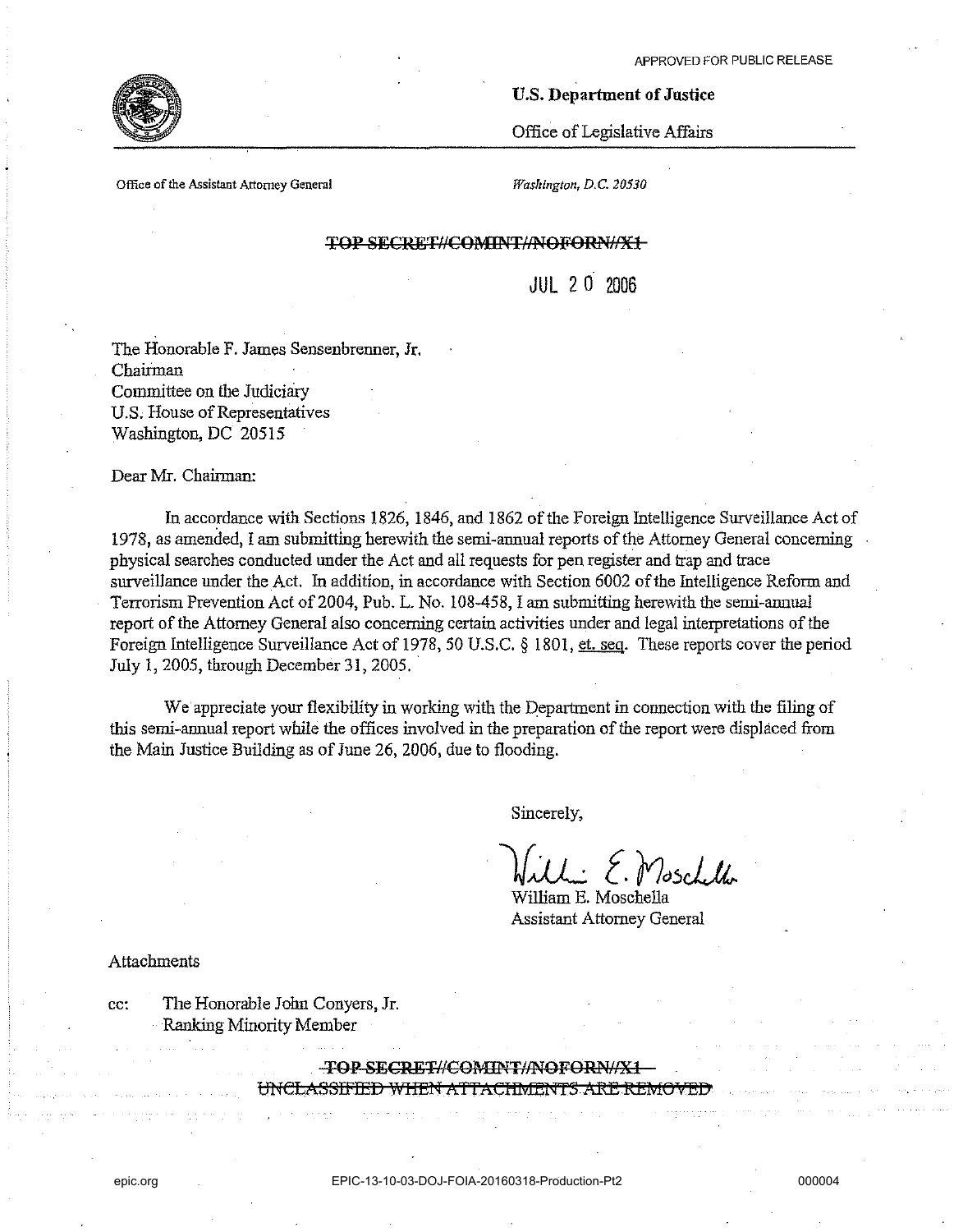APPROVED FOR PUBLIC RELEASE

**U.S. Department of Justice**

Office of Legislative Affairs

Office of the Assistant Attorney General

*Washington, D.C. 20530*

~~TOP SECRET//COMINT//NOFORN//X1~~

JUL 20 2006

The Honorable F. James Sensenbrenner, Jr.
Chairman
Committee on the Judiciary
U.S. House of Representatives
Washington, DC 20515

Dear Mr. Chairman:

In accordance with Sections 1826, 1846, and 1862 of the Foreign Intelligence Surveillance Act of 1978, as amended, I am submitting herewith the semi-annual reports of the Attorney General concerning physical searches conducted under the Act and all requests for pen register and trap and trace surveillance under the Act. In addition, in accordance with Section 6002 of the Intelligence Reform and Terrorism Prevention Act of 2004, Pub. L. No. 108-458, I am submitting herewith the semi-annual report of the Attorney General also concerning certain activities under and legal interpretations of the Foreign Intelligence Surveillance Act of 1978, 50 U.S.C. § 1801, et. seq. These reports cover the period July 1, 2005, through December 31, 2005.

We appreciate your flexibility in working with the Department in connection with the filing of this semi-annual report while the offices involved in the preparation of the report were displaced from the Main Justice Building as of June 26, 2006, due to flooding.

Sincerely,

William E. Moschella
Assistant Attorney General

Attachments

cc: The Honorable John Conyers, Jr.
Ranking Minority Member

~~TOP SECRET//COMINT//NOFORN//X1~~
~~UNCLASSIFIED WHEN ATTACHMENTS ARE REMOVED~~

epic.org EPIC-13-10-03-DOJ-FOIA-20160318-Production-Pt2 000004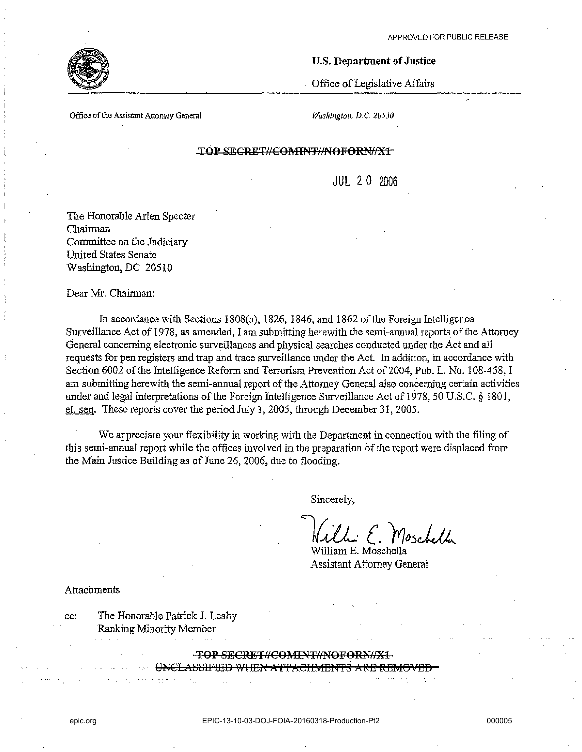APPROVED FOR PUBLIC RELEASE

**U.S. Department of Justice**

Office of Legislative Affairs

Office of the Assistant Attorney General

*Washington, D.C. 20530*

~~TOP SECRET//COMINT//NOFORN//X1~~

JUL 20 2006

The Honorable Arlen Specter
Chairman
Committee on the Judiciary
United States Senate
Washington, DC 20510

Dear Mr. Chairman:

In accordance with Sections 1808(a), 1826, 1846, and 1862 of the Foreign Intelligence Surveillance Act of 1978, as amended, I am submitting herewith the semi-annual reports of the Attorney General concerning electronic surveillances and physical searches conducted under the Act and all requests for pen registers and trap and trace surveillance under the Act. In addition, in accordance with Section 6002 of the Intelligence Reform and Terrorism Prevention Act of 2004, Pub. L. No. 108-458, I am submitting herewith the semi-annual report of the Attorney General also concerning certain activities under and legal interpretations of the Foreign Intelligence Surveillance Act of 1978, 50 U.S.C. § 1801, et. seq. These reports cover the period July 1, 2005, through December 31, 2005.

We appreciate your flexibility in working with the Department in connection with the filing of this semi-annual report while the offices involved in the preparation of the report were displaced from the Main Justice Building as of June 26, 2006, due to flooding.

Sincerely,

William E. Moschella
Assistant Attorney General

Attachments

cc: The Honorable Patrick J. Leahy
Ranking Minority Member

~~TOP SECRET//COMINT//NOFORN//X1~~
~~UNCLASSIFIED WHEN ATTACHMENTS ARE REMOVED~~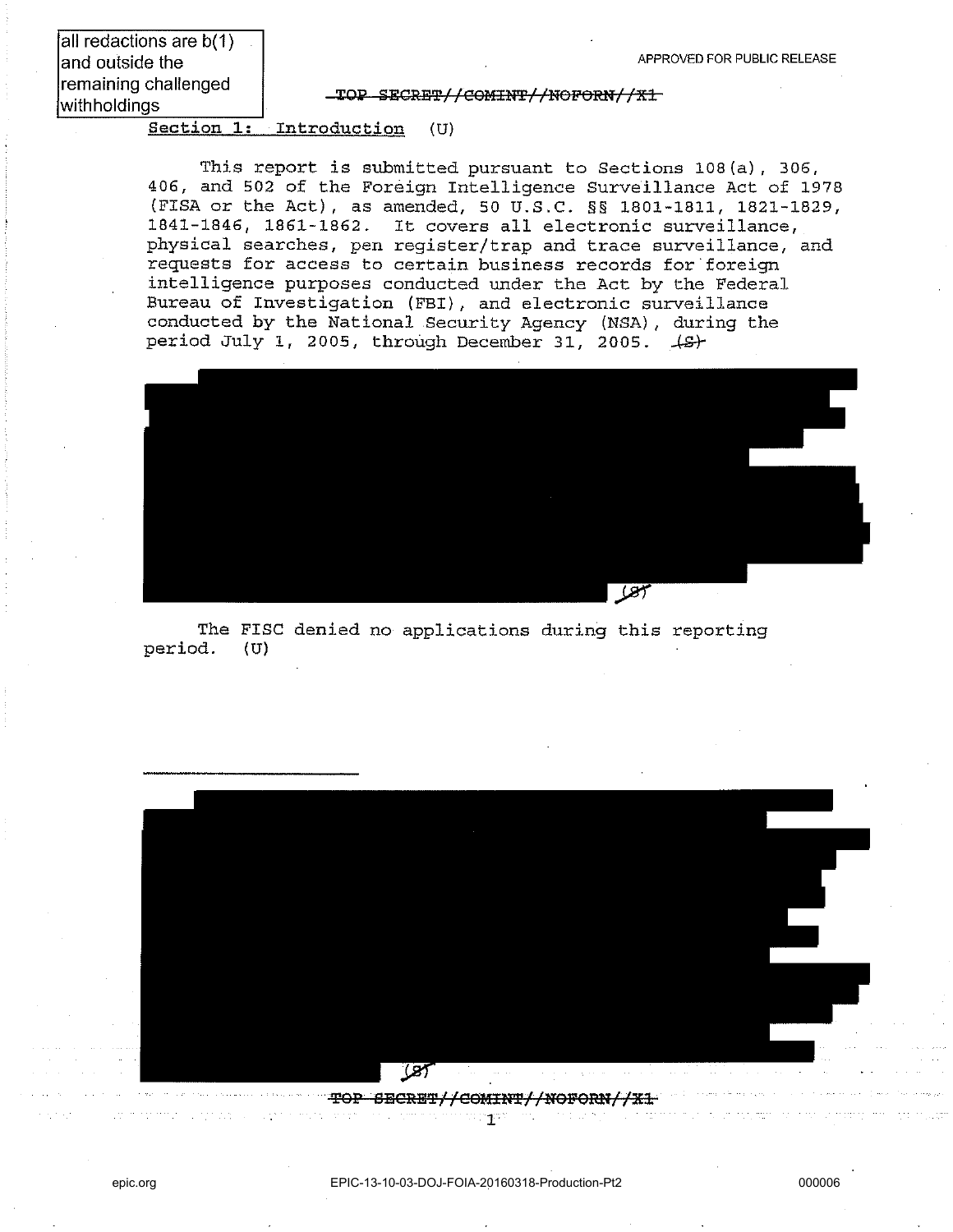all redactions are b(1) and outside the remaining challenged withholdings

APPROVED FOR PUBLIC RELEASE

~~TOP SECRET//COMINT//NOFORN//X1~~

## Section 1: Introduction (U)

This report is submitted pursuant to Sections 108(a), 306, 406, and 502 of the Foreign Intelligence Surveillance Act of 1978 (FISA or the Act), as amended, 50 U.S.C. §§ 1801-1811, 1821-1829, 1841-1846, 1861-1862. It covers all electronic surveillance, physical searches, pen register/trap and trace surveillance, and requests for access to certain business records for foreign intelligence purposes conducted under the Act by the Federal Bureau of Investigation (FBI), and electronic surveillance conducted by the National Security Agency (NSA), during the period July 1, 2005, through December 31, 2005. ~~(S)~~

[REDACTED] ~~(S)~~

The FISC denied no applications during this reporting period. (U)

---

[REDACTED] ~~(S)~~

~~TOP SECRET//COMINT//NOFORN//X1~~

epic.org EPIC-13-10-03-DOJ-FOIA-20160318-Production-Pt2 000006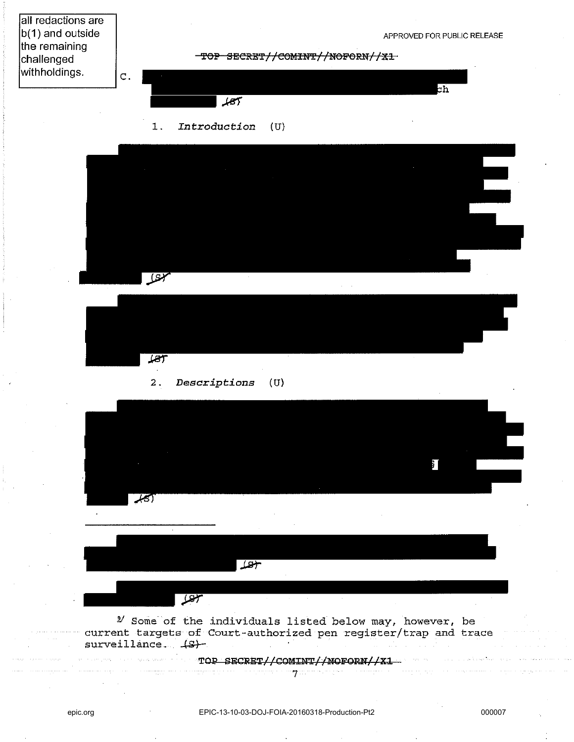all redaction are b(1) and outside the remaining challenged withholdings.

APPROVED FOR PUBLIC RELEASE

~~TOP SECRET//COMINT//NOFORN//X1~~

C. [REDACTED] ch [REDACTED] ~~(S)~~

1. *Introduction* (U)

[REDACTED] ~~(S)~~

[REDACTED] ~~(S)~~

2. *Descriptions* (U)

[REDACTED] ~~(S)~~

---

[REDACTED] ~~(S)~~

[REDACTED] ~~(S)~~

[9] Some of the individuals listed below may, however, be current targets of Court-authorized pen register/trap and trace surveillance. ~~(S)~~

~~TOP SECRET//COMINT//NOFORN//X1~~

epic.org EPIC-13-10-03-DOJ-FOIA-20160318-Production-Pt2 000007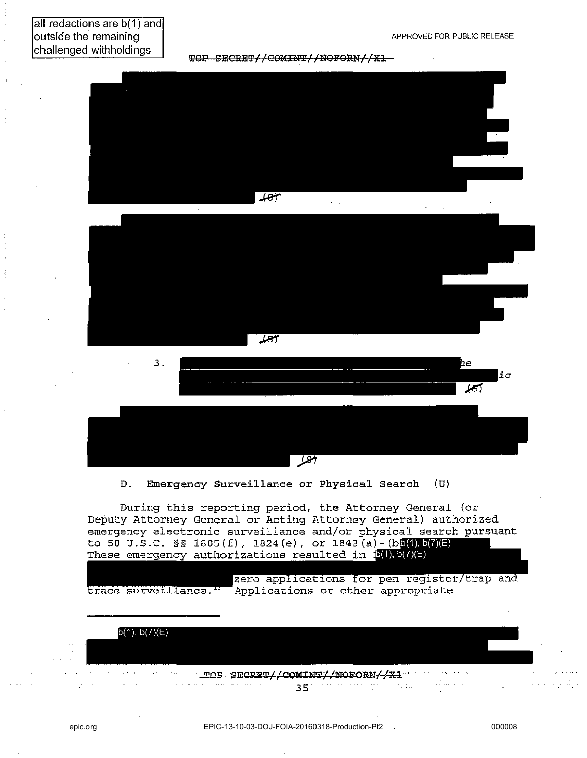all redactions are b(1) and outside the remaining challenged withholdings

APPROVED FOR PUBLIC RELEASE

TOP SECRET//COMINT//NOFORN//X1

(S)

(S)

3. he ic (S)

(S)

D. Emergency Surveillance or Physical Search (U)

During this reporting period, the Attorney General (or Deputy Attorney General or Acting Attorney General) authorized emergency electronic surveillance and/or physical search pursuant to 50 U.S.C. §§ 1805(f), 1824(e), or 1843(a)-(b b(1), b(7)(E). These emergency authorizations resulted in b(1), b(7)(E) zero applications for pen register/trap and trace surveillance.[13] Applications or other appropriate

b(1), b(7)(E)

TOP SECRET//COMINT//NOFORN//X1

EPIC-13-10-03-DOJ-FOIA-20160318-Production-Pt2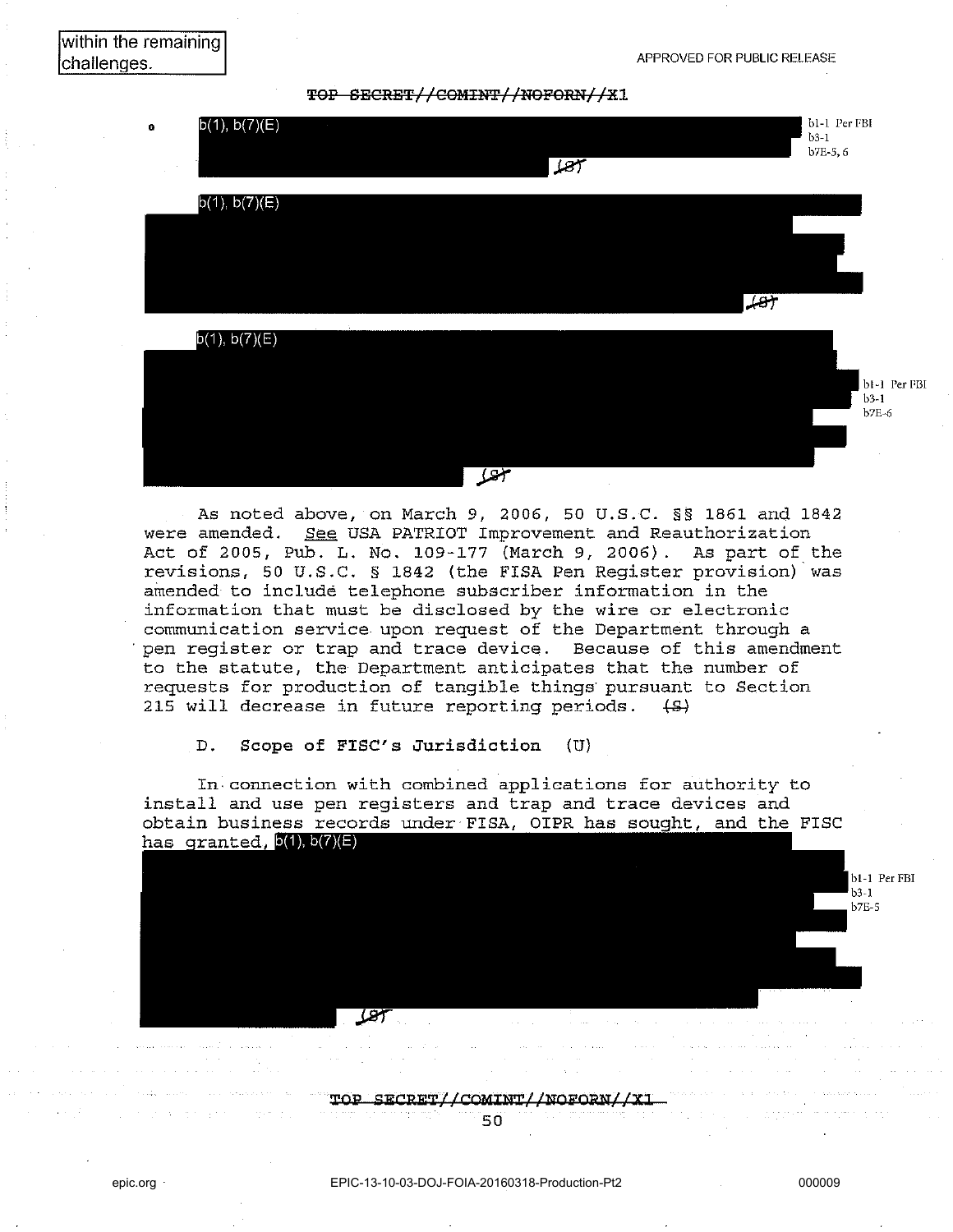within the remaining challenges.

- b(1), b(7)(E) [redacted] (S)

b(1), b(7)(E) [redacted] (S)

b(1), b(7)(E) [redacted] (S)

b1-1 Per FBI
b3-1
b7E-5, 6

b1-1 Per FBI
b3-1
b7E-6

As noted above, on March 9, 2006, 50 U.S.C. §§ 1861 and 1842 were amended. See USA PATRIOT Improvement and Reauthorization Act of 2005, Pub. L. No. 109-177 (March 9, 2006). As part of the revisions, 50 U.S.C. § 1842 (the FISA Pen Register provision) was amended to include telephone subscriber information in the information that must be disclosed by the wire or electronic communication service upon request of the Department through a pen register or trap and trace device. Because of this amendment to the statute, the Department anticipates that the number of requests for production of tangible things pursuant to Section 215 will decrease in future reporting periods. (S)

### D. Scope of FISC's Jurisdiction (U)

In connection with combined applications for authority to install and use pen registers and trap and trace devices and obtain business records under FISA, OIPR has sought, and the FISC has granted, b(1), b(7)(E) [redacted] (S)

b1-1 Per FBI
b3-1
b7E-5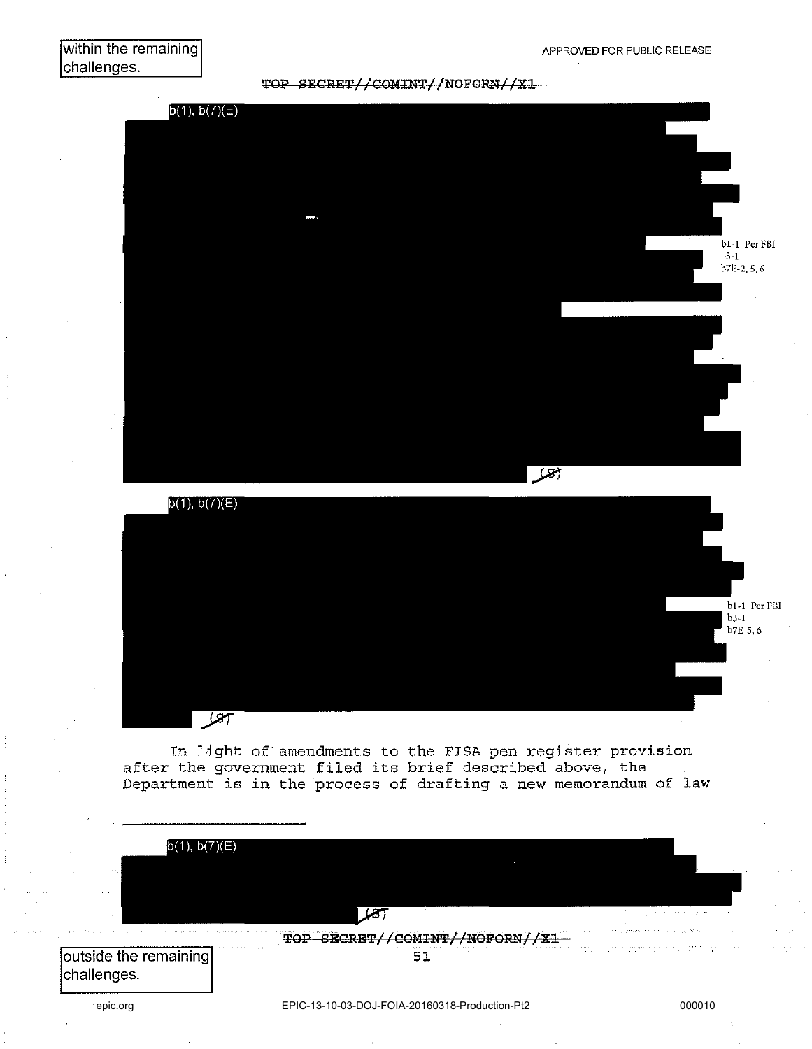within the remaining challenges.

TOP SECRET//COMINT//NOFORN//X1

b(1), b(7)(E)

(S)

b1-1 Per FBI
b3-1
b7E-2, 5, 6

b(1), b(7)(E)

(S)

b1-1 Per FBI
b3-1
b7E-5, 6

In light of amendments to the FISA pen register provision after the government filed its brief described above, the Department is in the process of drafting a new memorandum of law

---

b(1), b(7)(E)

(S)

TOP SECRET//COMINT//NOFORN//X1

outside the remaining challenges.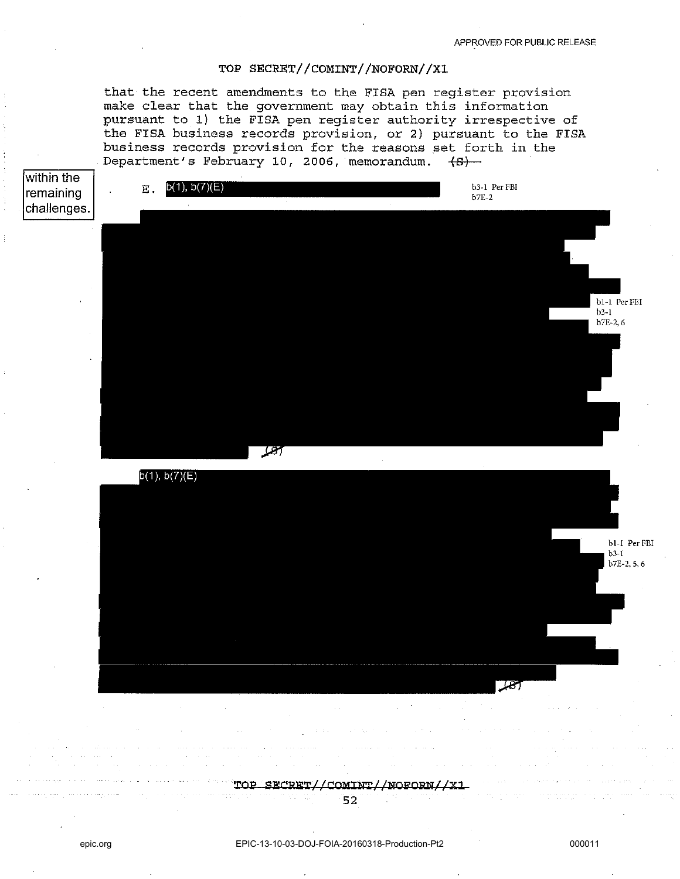that the recent amendments to the FISA pen register provision make clear that the government may obtain this information pursuant to 1) the FISA pen register authority irrespective of the FISA business records provision, or 2) pursuant to the FISA business records provision for the reasons set forth in the Department's February 10, 2006, memorandum. ~~(S)~~

within the remaining challenges.

E. b(1), b(7)(E)

b3-1 Per FBI
b7E-2

b1-1 Per FBI
b3-1
b7E-2, 6

~~(S)~~

b(1), b(7)(E)

b1-1 Per FBI
b3-1
b7E-2, 5, 6

~~(S)~~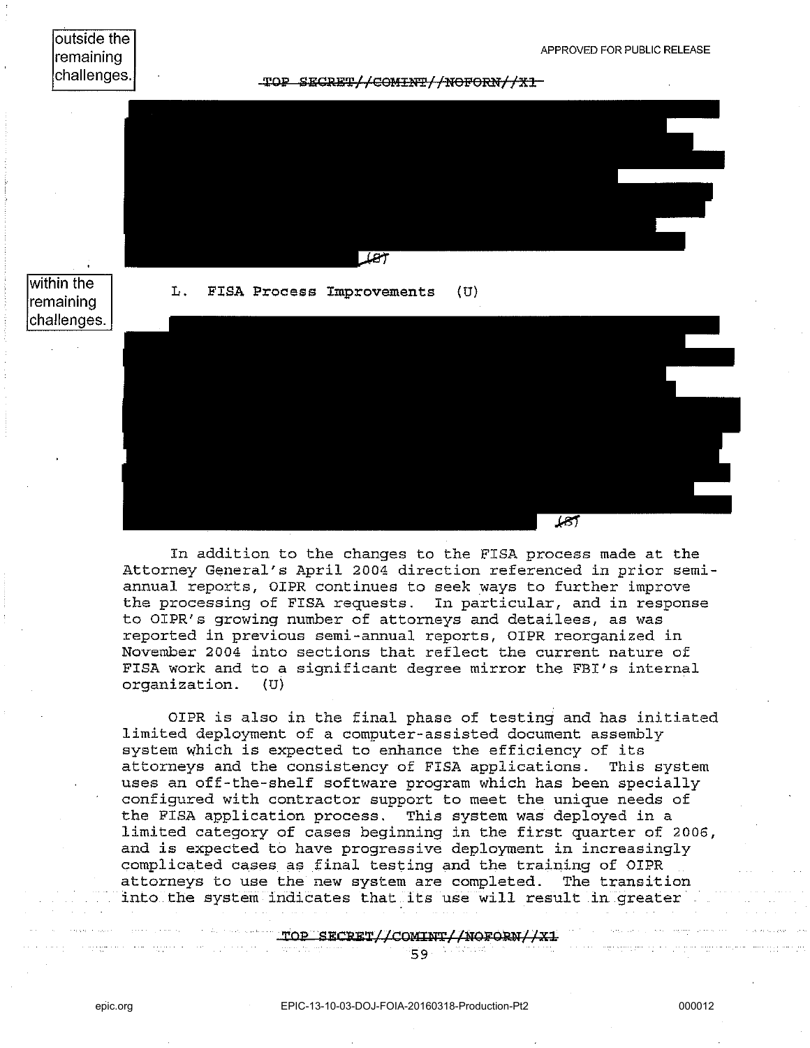outside the remaining challenges.

~~TOP SECRET//COMINT//NOFORN//X1~~

(S)

within the remaining challenges.

L. FISA Process Improvements (U)

(S)

In addition to the changes to the FISA process made at the Attorney General's April 2004 direction referenced in prior semi-annual reports, OIPR continues to seek ways to further improve the processing of FISA requests. In particular, and in response to OIPR's growing number of attorneys and detailees, as was reported in previous semi-annual reports, OIPR reorganized in November 2004 into sections that reflect the current nature of FISA work and to a significant degree mirror the FBI's internal organization. (U)

OIPR is also in the final phase of testing and has initiated limited deployment of a computer-assisted document assembly system which is expected to enhance the efficiency of its attorneys and the consistency of FISA applications. This system uses an off-the-shelf software program which has been specially configured with contractor support to meet the unique needs of the FISA application process. This system was deployed in a limited category of cases beginning in the first quarter of 2006, and is expected to have progressive deployment in increasingly complicated cases as final testing and the training of OIPR attorneys to use the new system are completed. The transition into the system indicates that its use will result in greater

~~TOP SECRET//COMINT//NOFORN//X1~~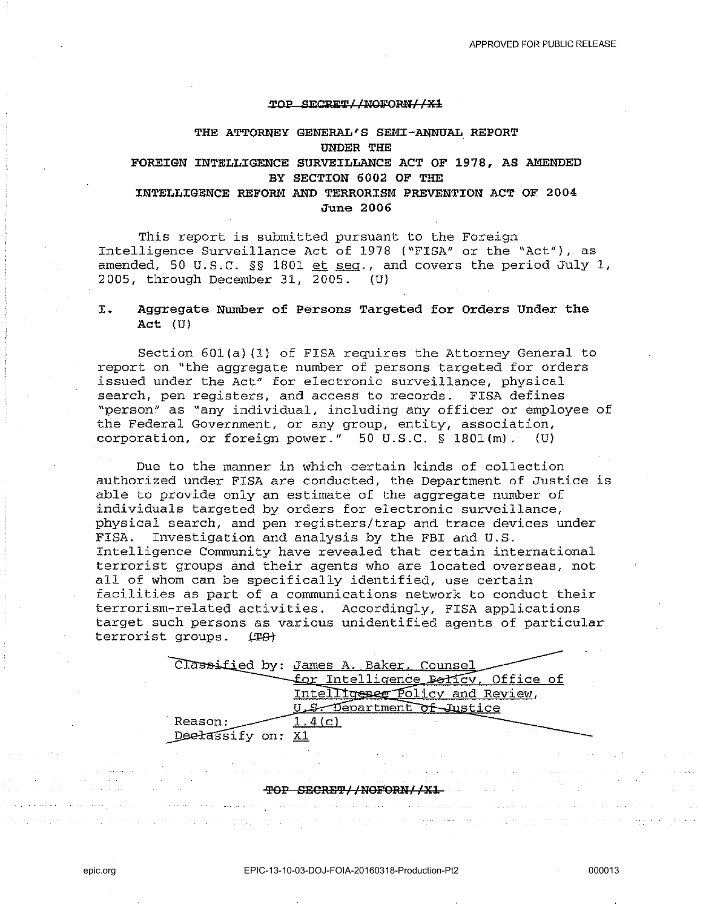~~TOP SECRET//NOFORN//X1~~

# THE ATTORNEY GENERAL'S SEMI-ANNUAL REPORT UNDER THE FOREIGN INTELLIGENCE SURVEILLANCE ACT OF 1978, AS AMENDED BY SECTION 6002 OF THE INTELLIGENCE REFORM AND TERRORISM PREVENTION ACT OF 2004

**June 2006**

This report is submitted pursuant to the Foreign Intelligence Surveillance Act of 1978 ("FISA" or the "Act"), as amended, 50 U.S.C. §§ 1801 et seq., and covers the period July 1, 2005, through December 31, 2005. (U)

## I. Aggregate Number of Persons Targeted for Orders Under the Act (U)

Section 601(a)(1) of FISA requires the Attorney General to report on "the aggregate number of persons targeted for orders issued under the Act" for electronic surveillance, physical search, pen registers, and access to records. FISA defines "person" as "any individual, including any officer or employee of the Federal Government, or any group, entity, association, corporation, or foreign power." 50 U.S.C. § 1801(m). (U)

Due to the manner in which certain kinds of collection authorized under FISA are conducted, the Department of Justice is able to provide only an estimate of the aggregate number of individuals targeted by orders for electronic surveillance, physical search, and pen registers/trap and trace devices under FISA. Investigation and analysis by the FBI and U.S. Intelligence Community have revealed that certain international terrorist groups and their agents who are located overseas, not all of whom can be specifically identified, use certain facilities as part of a communications network to conduct their terrorism-related activities. Accordingly, FISA applications target such persons as various unidentified agents of particular terrorist groups. ~~(TS)~~

~~Classified by: James A. Baker, Counsel for Intelligence Policy, Office of Intelligence Policy and Review, U.S. Department of Justice~~
~~Reason: 1.4(c)~~
~~Declassify on: X1~~

~~TOP SECRET//NOFORN//X1~~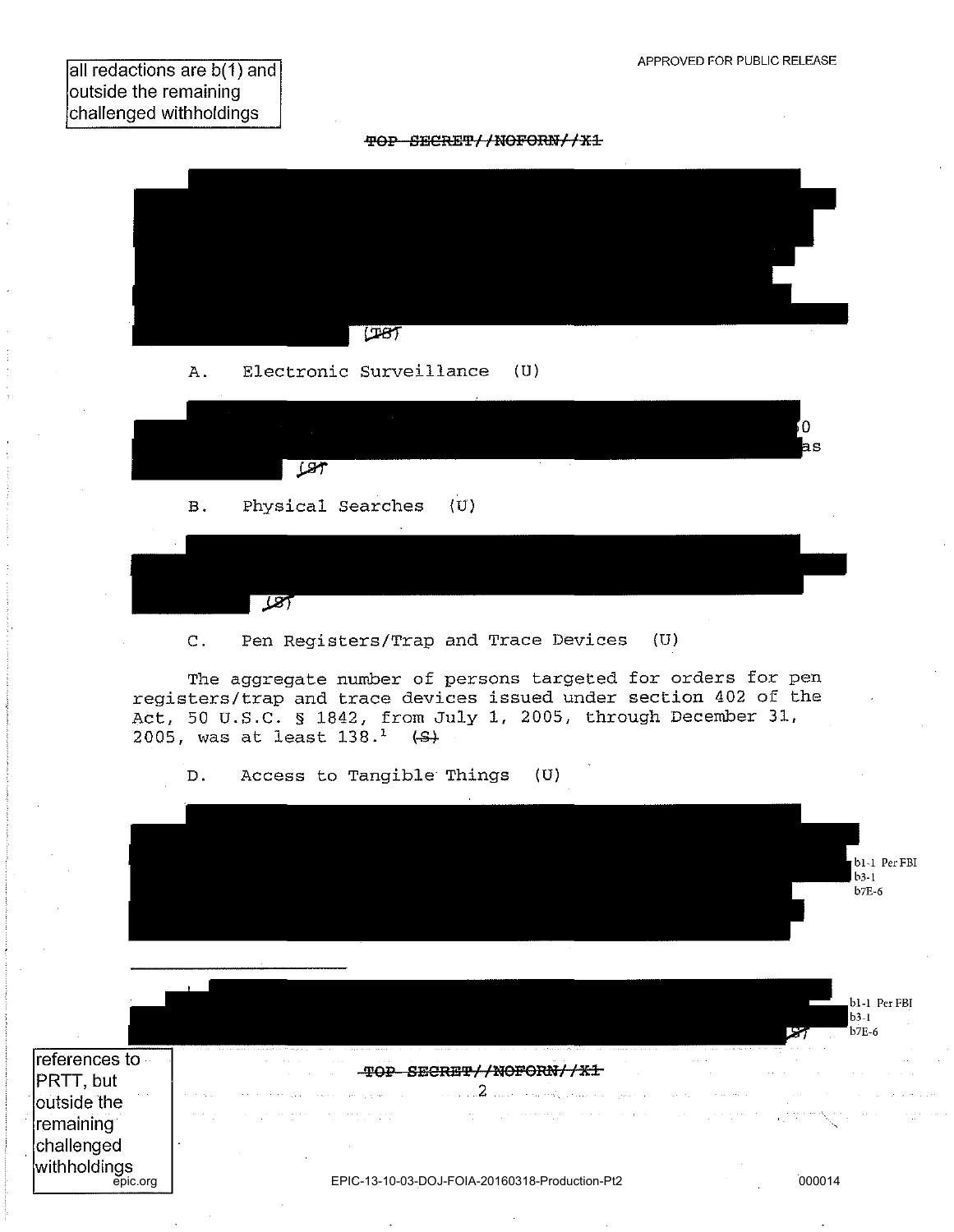all redactions are b(1) and outside the remaining challenged withholdings

~~TOP SECRET//NOFORN//X1~~

(TS)

A. Electronic Surveillance (U)

0
as
(S)

B. Physical Searches (U)

(S)

C. Pen Registers/Trap and Trace Devices (U)

The aggregate number of persons targeted for orders for pen registers/trap and trace devices issued under section 402 of the Act, 50 U.S.C. § 1842, from July 1, 2005, through December 31, 2005, was at least 138.[1] ~~(S)~~

D. Access to Tangible Things (U)

b1-1 Per FBI
b3-1
b7E-6

---

(S)

b1-1 Per FBI
b3-1
b7E-6

~~TOP SECRET//NOFORN//X1~~

references to PRTT, but outside the remaining challenged withholdings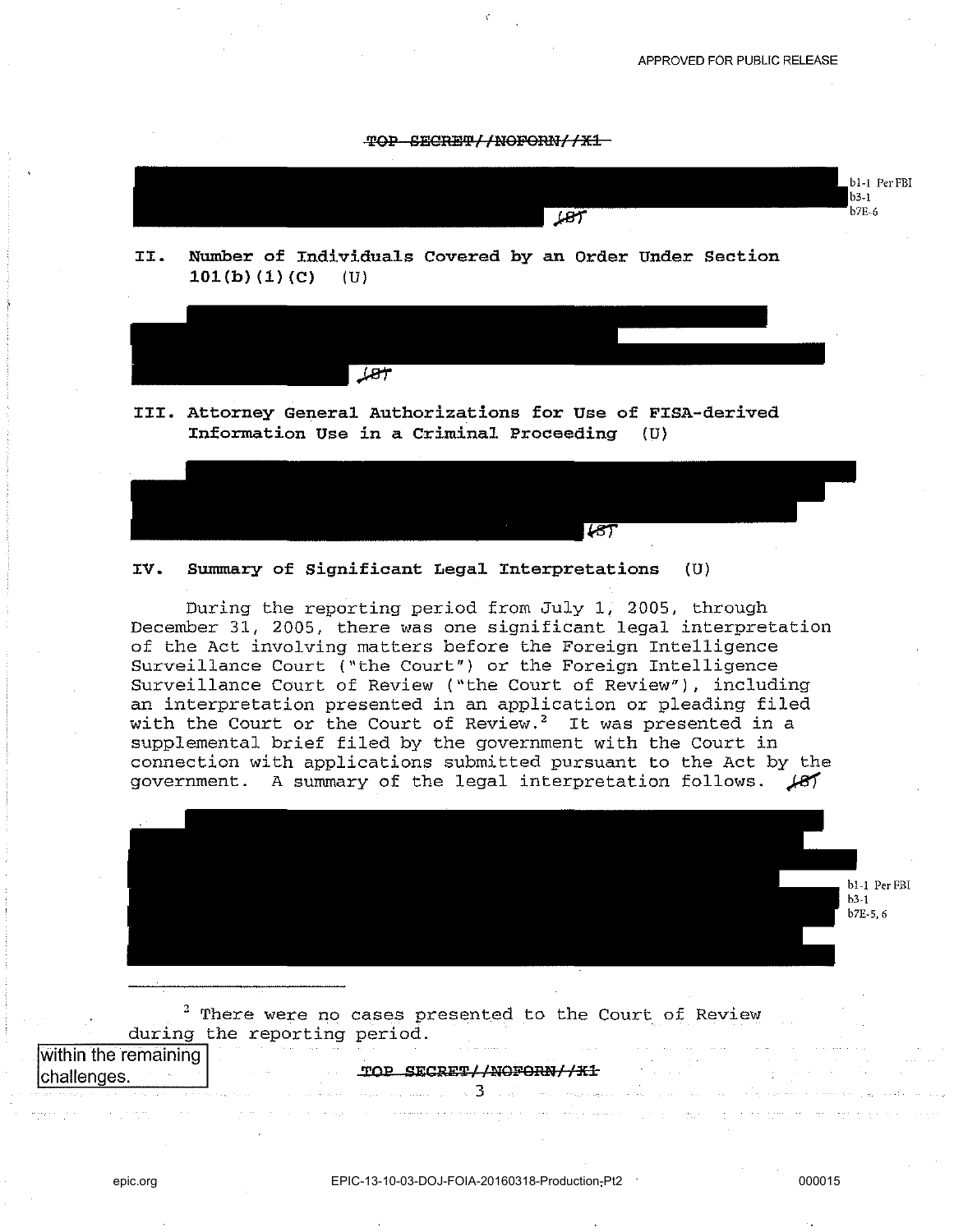TOP SECRET//NOFORN//X1

[REDACTED] (S)

b1-1 Per FBI
b3-1
b7E-6

## II. Number of Individuals Covered by an Order Under Section 101(b)(1)(C) (U)

[REDACTED] (S)

## III. Attorney General Authorizations for Use of FISA-derived Information Use in a Criminal Proceeding (U)

[REDACTED] (S)

## IV. Summary of Significant Legal Interpretations (U)

During the reporting period from July 1, 2005, through December 31, 2005, there was one significant legal interpretation of the Act involving matters before the Foreign Intelligence Surveillance Court ("the Court") or the Foreign Intelligence Surveillance Court of Review ("the Court of Review"), including an interpretation presented in an application or pleading filed with the Court or the Court of Review.[2] It was presented in a supplemental brief filed by the government with the Court in connection with applications submitted pursuant to the Act by the government. A summary of the legal interpretation follows. (S)

[REDACTED]

b1-1 Per FBI
b3-1
b7E-5, 6

[2] There were no cases presented to the Court of Review during the reporting period.

within the remaining challenges.

TOP SECRET//NOFORN//X1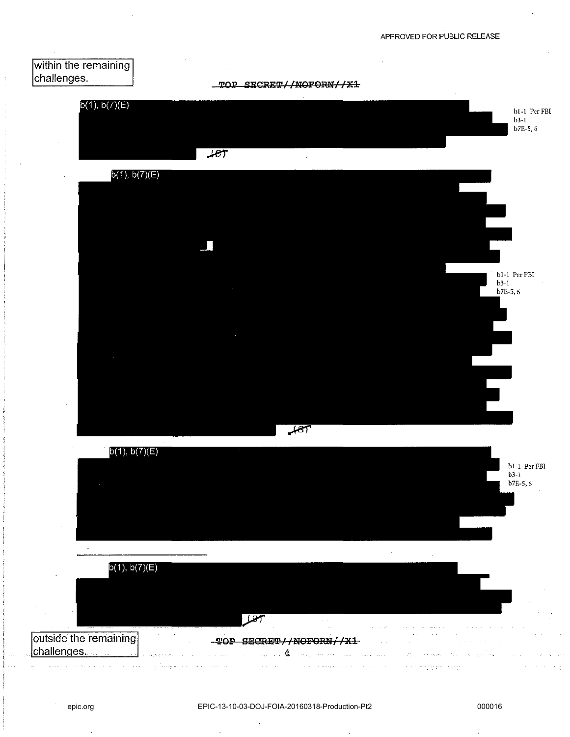within the remaining challenges.

~~TOP SECRET//NOFORN//X1~~

b(1), b(7)(E)

~~(S)~~

b1-1 Per FBI
b3-1
b7E-5, 6

b(1), b(7)(E)

b1-1 Per FBI
b3-1
b7E-5, 6

~~(S)~~

b(1), b(7)(E)

b1-1 Per FBI
b3-1
b7E-5, 6

b(1), b(7)(E)

~~(S)~~

outside the remaining challenges.

~~TOP SECRET//NOFORN//X1~~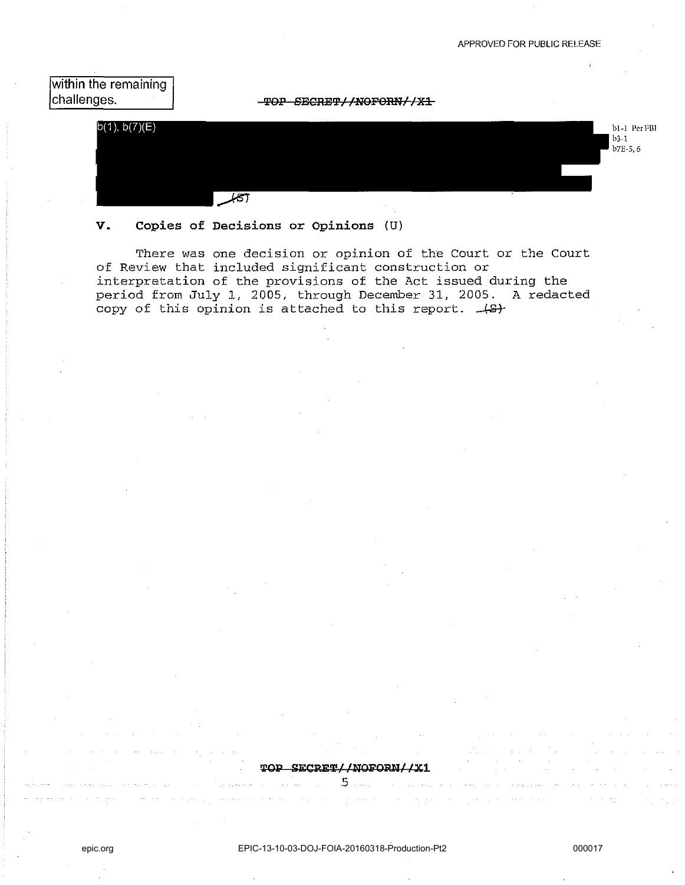within the remaining challenges.

b(1), b(7)(E)

b1-1 Per FBI
b3-1
b7E-5, 6

(S)

## V. Copies of Decisions or Opinions (U)

There was one decision or opinion of the Court or the Court of Review that included significant construction or interpretation of the provisions of the Act issued during the period from July 1, 2005, through December 31, 2005. A redacted copy of this opinion is attached to this report. (S)